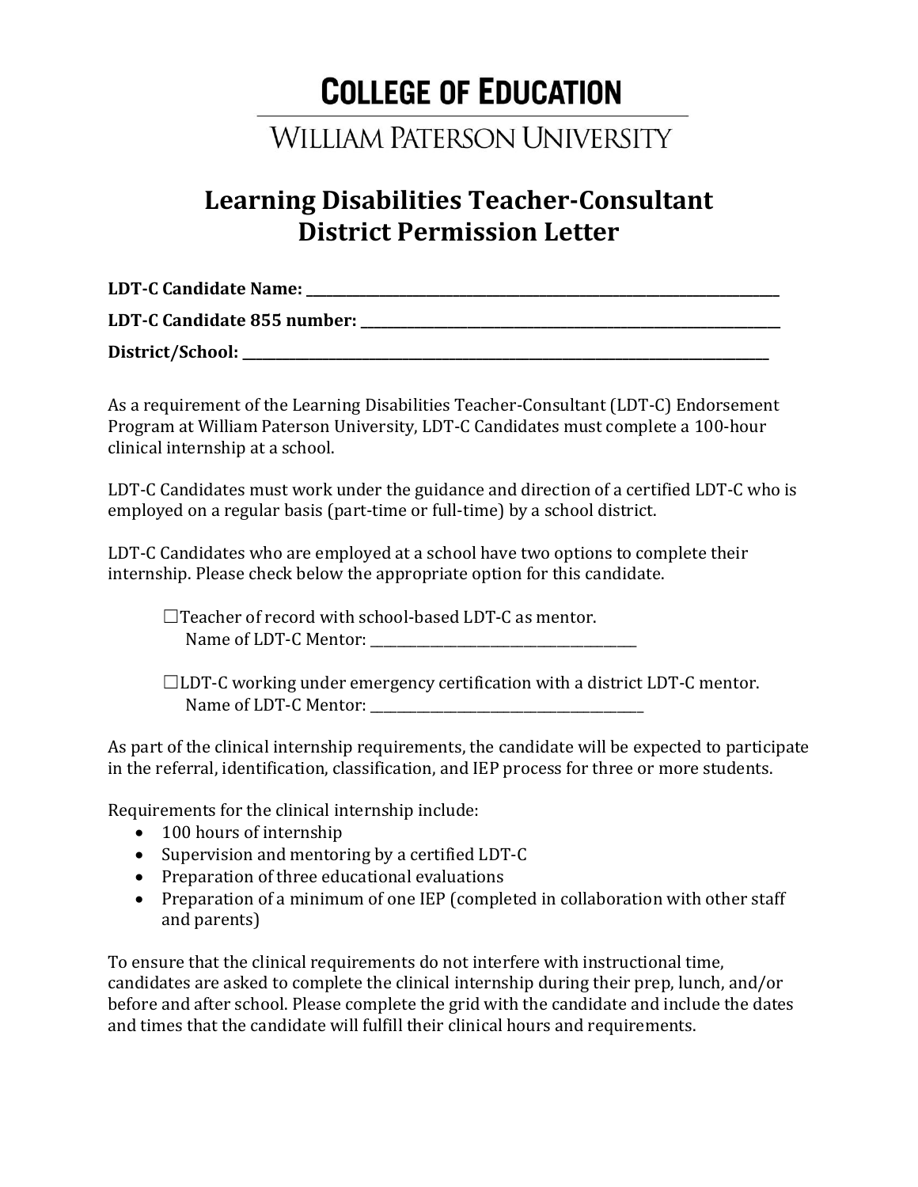# COLLEGE OF EDUCATION

## WILLIAM PATERSON UNIVERSITY

## Learning Disabilities Teacher-Consultant District Permission Letter

**LDT-C Candidate Name:** ____________________________________________

**LDT-C Candidate 855 number:** ______________________________________

**District/School:** ____________________________________________________

As a requirement of the Learning Disabilities Teacher-Consultant (LDT-C) Endorsement Program at William Paterson University, LDT-C Candidates must complete a 100-hour clinical internship at a school.

LDT-C Candidates must work under the guidance and direction of a certified LDT-C who is employed on a regular basis (part-time or full-time) by a school district.

LDT-C Candidates who are employed at a school have two options to complete their internship. Please check below the appropriate option for this candidate.

☐Teacher of record with school-based LDT-C as mentor.
Name of LDT-C Mentor: ______________________________

☐LDT-C working under emergency certification with a district LDT-C mentor.
Name of LDT-C Mentor: ______________________________

As part of the clinical internship requirements, the candidate will be expected to participate in the referral, identification, classification, and IEP process for three or more students.

Requirements for the clinical internship include:

- 100 hours of internship
- Supervision and mentoring by a certified LDT-C
- Preparation of three educational evaluations
- Preparation of a minimum of one IEP (completed in collaboration with other staff and parents)

To ensure that the clinical requirements do not interfere with instructional time, candidates are asked to complete the clinical internship during their prep, lunch, and/or before and after school. Please complete the grid with the candidate and include the dates and times that the candidate will fulfill their clinical hours and requirements.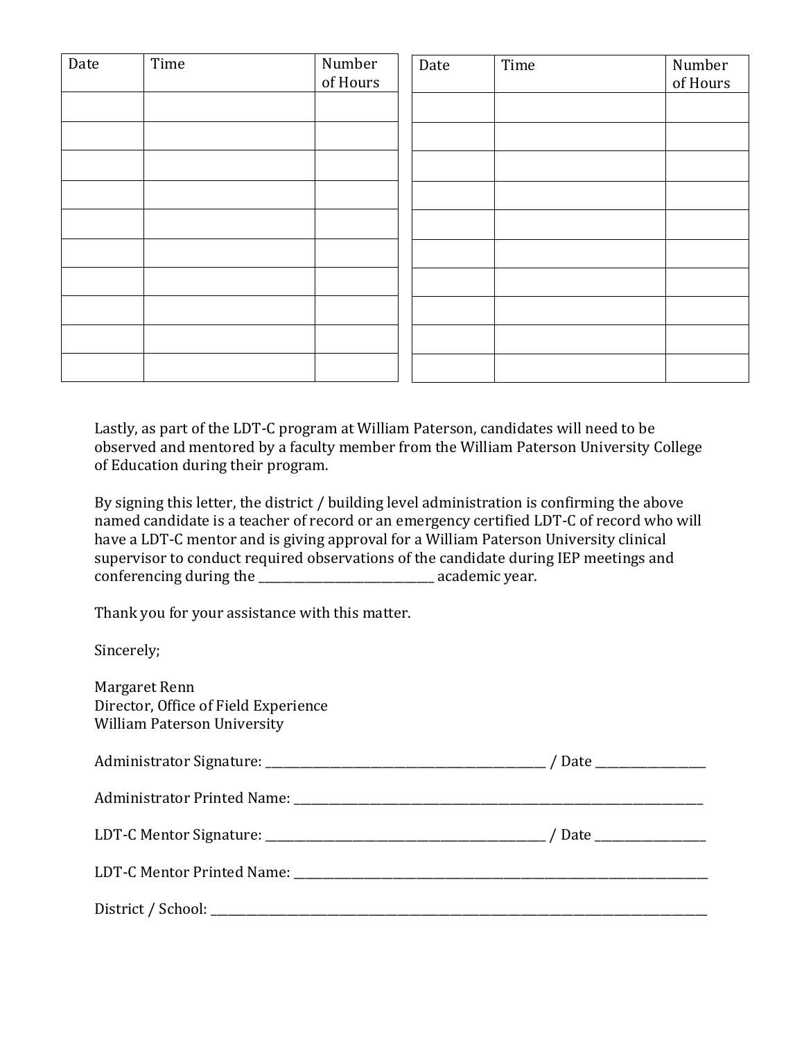| Date | Time | Number of Hours |
|---|---|---|
| | | |
| | | |
| | | |
| | | |
| | | |
| | | |
| | | |
| | | |
| | | |
| | | |

| Date | Time | Number of Hours |
|---|---|---|
| | | |
| | | |
| | | |
| | | |
| | | |
| | | |
| | | |
| | | |
| | | |
| | | |

Lastly, as part of the LDT-C program at William Paterson, candidates will need to be observed and mentored by a faculty member from the William Paterson University College of Education during their program.

By signing this letter, the district / building level administration is confirming the above named candidate is a teacher of record or an emergency certified LDT-C of record who will have a LDT-C mentor and is giving approval for a William Paterson University clinical supervisor to conduct required observations of the candidate during IEP meetings and conferencing during the ______________________________ academic year.

Thank you for your assistance with this matter.

Sincerely;

Margaret Renn
Director, Office of Field Experience
William Paterson University

Administrator Signature: ________________________________________________ / Date ___________________

Administrator Printed Name: ______________________________________________________________________

LDT-C Mentor Signature: ________________________________________________ / Date ___________________

LDT-C Mentor Printed Name: ______________________________________________________________________

District / School: ______________________________________________________________________________